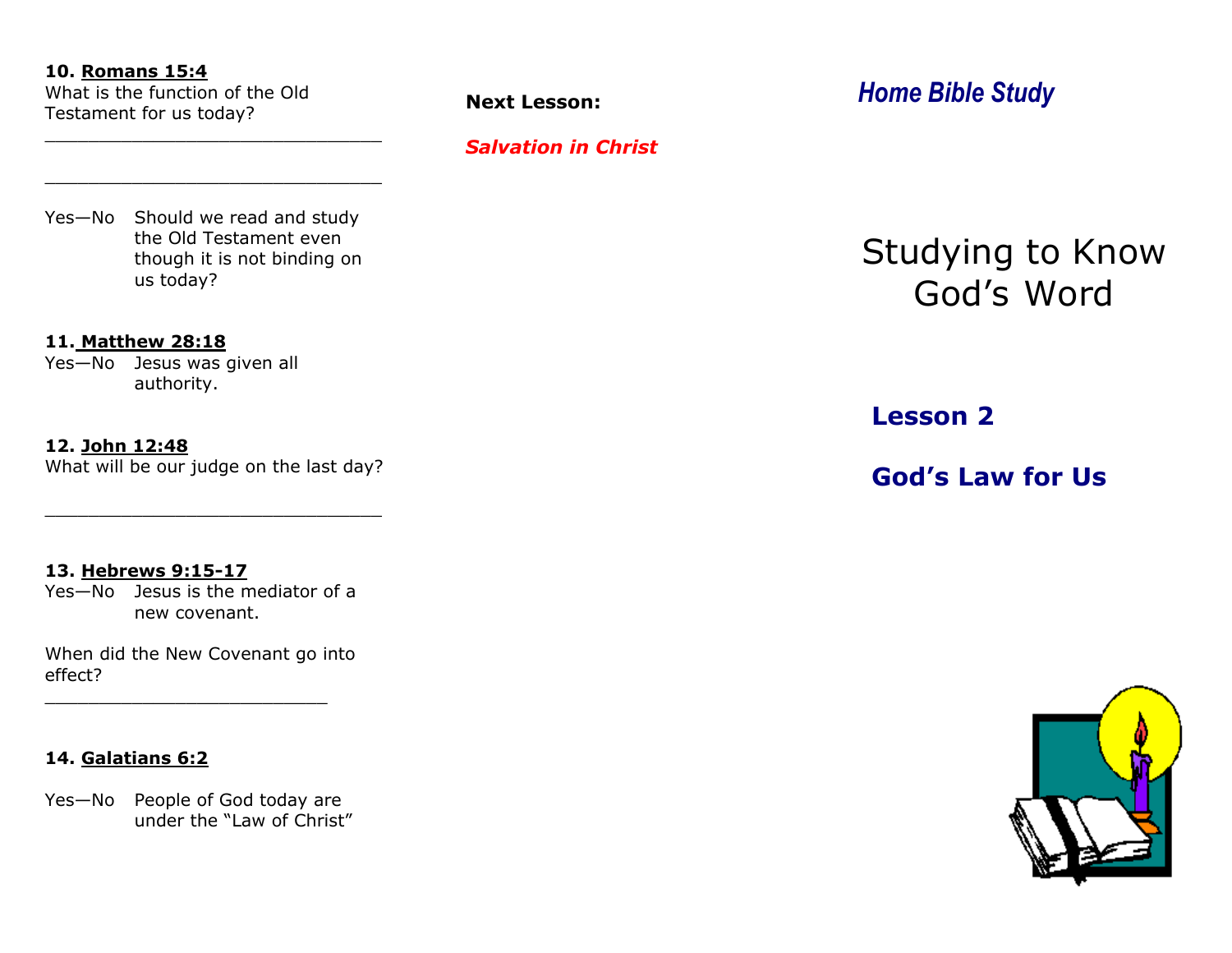**10. Romans 15:4**

What is the function of the Old Testament for us today?

______________________________

______________________________

Yes—No Should we read and study the Old Testament even though it is not binding on us today?

**11. Matthew 28:18**

Yes—No Jesus was given all authority.

**12. John 12:48**

What will be our judge on the last day?

______________________________

**13. Hebrews 9:15-17**

Yes—No Jesus is the mediator of a new covenant.

When did the New Covenant go into effect?

_________________________

**14. Galatians 6:2**

Yes—No People of God today are under the "Law of Christ"

**Next Lesson:**

***Salvation in Christ***

***Home Bible Study***

# Studying to Know God's Word

## Lesson 2

## God's Law for Us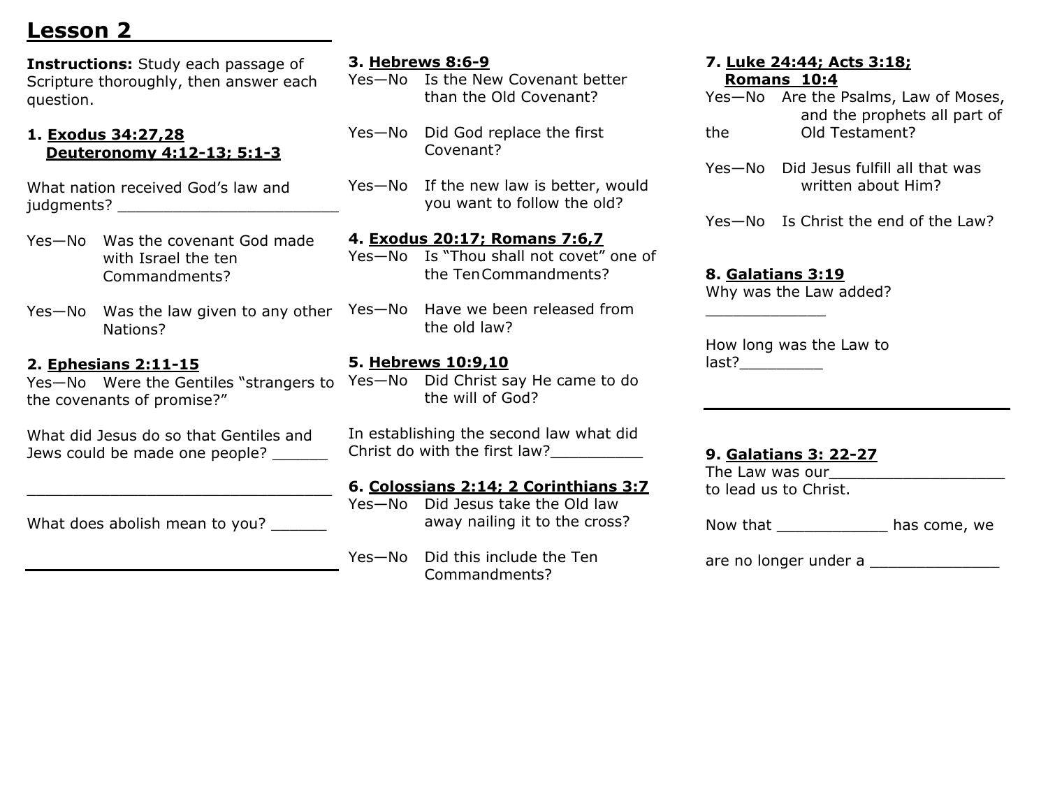# Lesson 2

**Instructions:** Study each passage of Scripture thoroughly, then answer each question.

**1. Exodus 34:27,28 Deuteronomy 4:12-13; 5:1-3**

What nation received God's law and judgments? ________________________

Yes—No Was the covenant God made with Israel the ten Commandments?

Yes—No Was the law given to any other Nations?

**2. Ephesians 2:11-15**

Yes—No Were the Gentiles "strangers to the covenants of promise?"

What did Jesus do so that Gentiles and Jews could be made one people? ______

_________________________________

What does abolish mean to you? ______

**3. Hebrews 8:6-9**

Yes—No Is the New Covenant better than the Old Covenant?

Yes—No Did God replace the first Covenant?

Yes—No If the new law is better, would you want to follow the old?

**4. Exodus 20:17; Romans 7:6,7**

Yes—No Is "Thou shall not covet" one of the Ten Commandments?

Yes—No Have we been released from the old law?

**5. Hebrews 10:9,10**

Yes—No Did Christ say He came to do the will of God?

In establishing the second law what did Christ do with the first law?__________

**6. Colossians 2:14; 2 Corinthians 3:7**

Yes—No Did Jesus take the Old law away nailing it to the cross?

Yes—No Did this include the Ten Commandments?

**7. Luke 24:44; Acts 3:18; Romans 10:4**

Yes—No Are the Psalms, Law of Moses, and the prophets all part of the Old Testament?

Yes—No Did Jesus fulfill all that was written about Him?

Yes—No Is Christ the end of the Law?

**8. Galatians 3:19**

Why was the Law added? _____________

How long was the Law to last?_________

**9. Galatians 3: 22-27**

The Law was our___________________ to lead us to Christ.

Now that ____________ has come, we are no longer under a ______________